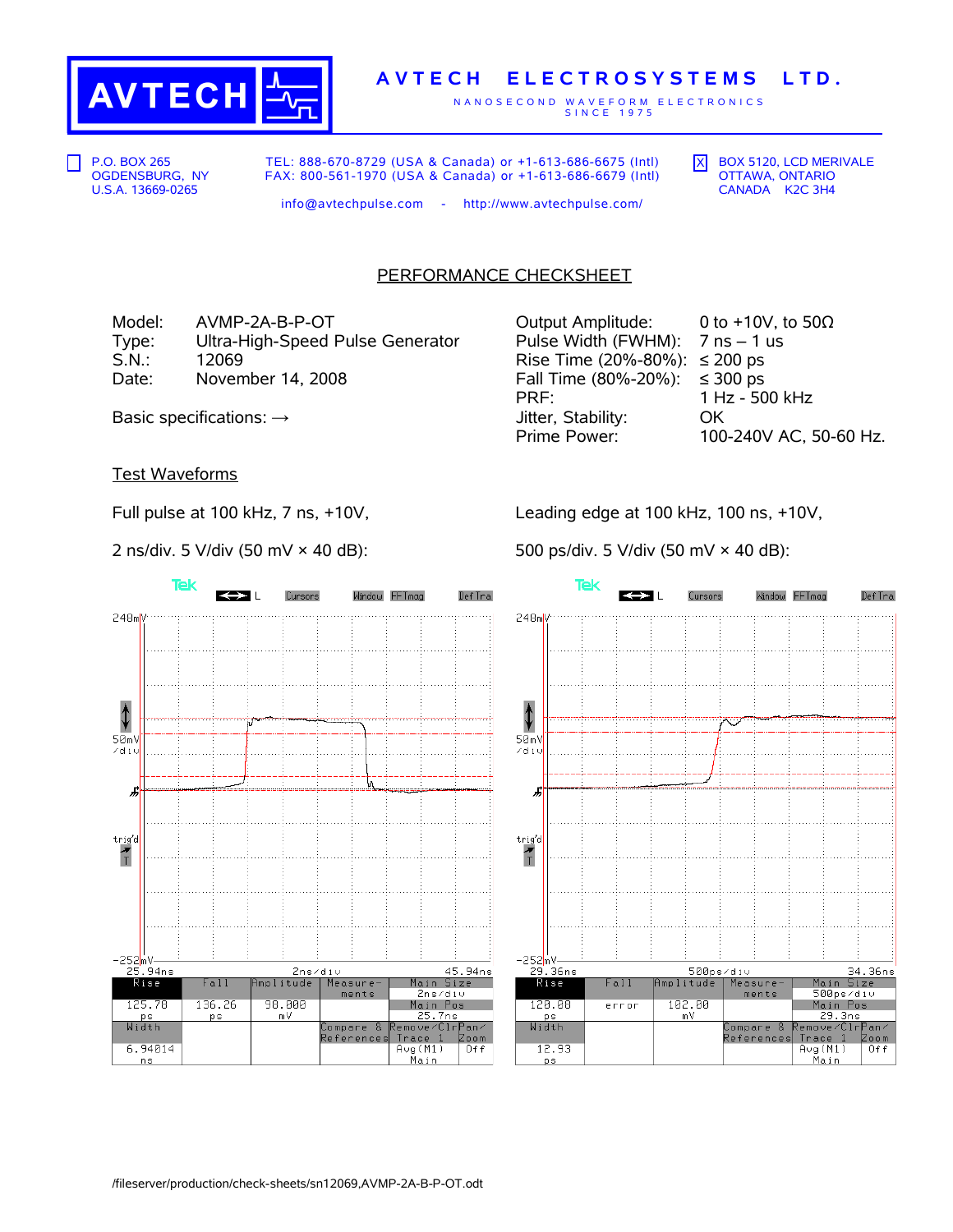**AVTECH**

**AVTECH ELECTROSYSTEMS LTD.**

NANOSECOND WAVEFORM ELECTRONICS SINCE 1975

☐ P.O. BOX 265
OGDENSBURG, NY
U.S.A. 13669-0265

TEL: 888-670-8729 (USA & Canada) or +1-613-686-6675 (Intl)
FAX: 800-561-1970 (USA & Canada) or +1-613-686-6679 (Intl)

☒ BOX 5120, LCD MERIVALE
OTTAWA, ONTARIO
CANADA K2C 3H4

info@avtechpulse.com - http://www.avtechpulse.com/

## PERFORMANCE CHECKSHEET

Model: AVMP-2A-B-P-OT
Type: Ultra-High-Speed Pulse Generator
S.N.: 12069
Date: November 14, 2008

Basic specifications: →

Output Amplitude: 0 to +10V, to 50Ω
Pulse Width (FWHM): 7 ns – 1 us
Rise Time (20%-80%): ≤ 200 ps
Fall Time (80%-20%): ≤ 300 ps
PRF: 1 Hz - 500 kHz
Jitter, Stability: OK
Prime Power: 100-240V AC, 50-60 Hz.

### Test Waveforms

Full pulse at 100 kHz, 7 ns, +10V,

2 ns/div. 5 V/div (50 mV × 40 dB):

| Rise | Fall | Amplitude | Measure-ments | Main Size |
|---|---|---|---|---|
| 125.78 ps | 136.26 ps | 98.000 mV | | 2ns/div |
| Width | | | Compare & References | Main Pos 25.7ns |
| 6.94014 ns | | | | Remove/Clr Trace 1 Avg(M1) Main / Pan/Zoom Off |

Leading edge at 100 kHz, 100 ns, +10V,

500 ps/div. 5 V/div (50 mV × 40 dB):

| Rise | Fall | Amplitude | Measure-ments | Main Size |
|---|---|---|---|---|
| 120.00 ps | error | 102.00 mV | | 500ps/div |
| Width | | | Compare & References | Main Pos 29.3ns |
| 12.93 ps | | | | Remove/Clr Trace 1 Avg(M1) Main / Pan/Zoom Off |

/fileserver/production/check-sheets/sn12069,AVMP-2A-B-P-OT.odt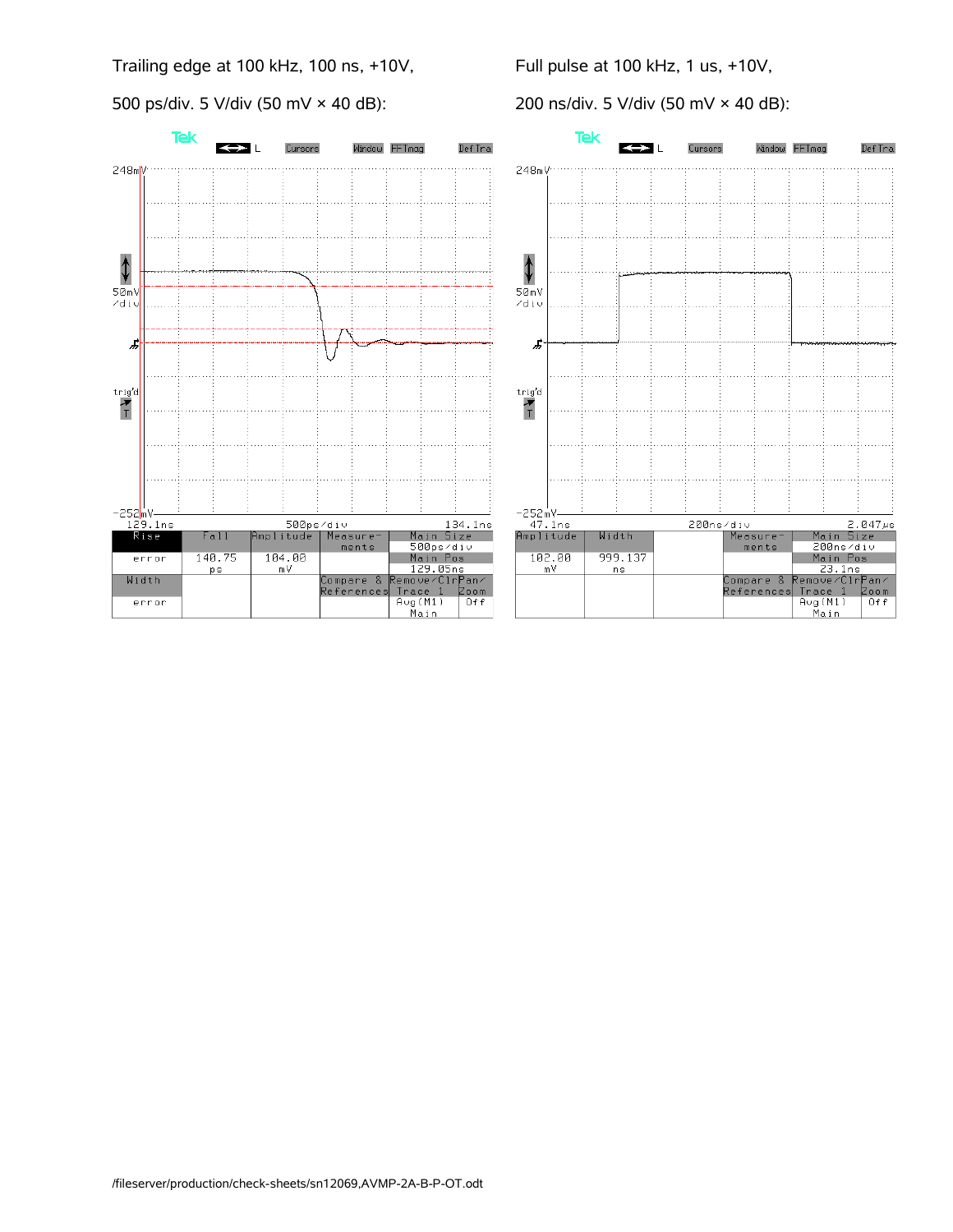Trailing edge at 100 kHz, 100 ns, +10V,

500 ps/div. 5 V/div (50 mV × 40 dB):

Tek
Cursors
Window
FFTmag
Def Tra
248mV
50mV
/div
trig'd
T
-252mV
129.1ns
500ps/div
134.1ns
Rise
error
Width
error
Fall
140.75
ps
Amplitude
104.00
mV
Measure-
ments
Compare &
References
Main Size
500ps/div
Main Pos
129.05ns
Remove/Clr
Trace 1
Avg(M1)
Main
Pan/
Zoom
Off

Full pulse at 100 kHz, 1 us, +10V,

200 ns/div. 5 V/div (50 mV × 40 dB):

Tek
Cursors
Window
FFTmag
Def Tra
248mV
50mV
/div
trig'd
T
-252mV
47.1ns
200ns/div
2.047µs
Amplitude
102.00
mV
Width
999.137
ns
Measure-
ments
Compare &
References
Main Size
200ns/div
Main Pos
23.1ns
Remove/Clr
Trace 1
Avg(M1)
Main
Pan/
Zoom
Off

/fileserver/production/check-sheets/sn12069,AVMP-2A-B-P-OT.odt